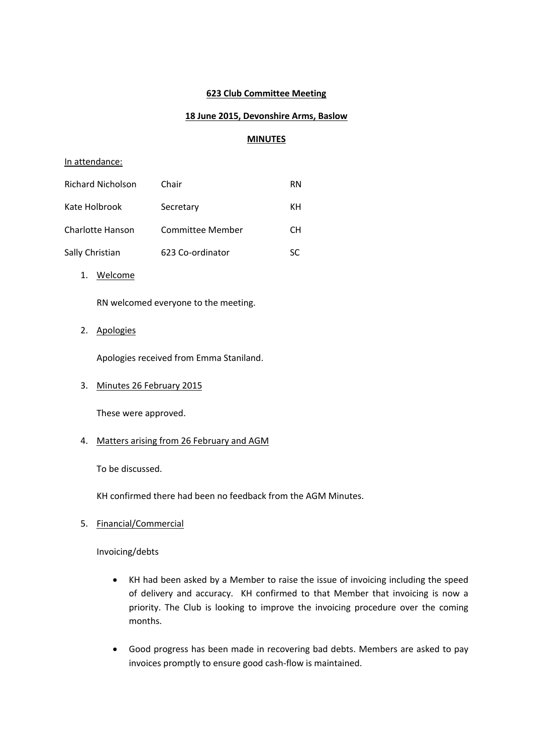**623 Club Committee Meeting**

**18 June 2015, Devonshire Arms, Baslow**

**MINUTES**

In attendance:

| | | |
|---|---|---|
| Richard Nicholson | Chair | RN |
| Kate Holbrook | Secretary | KH |
| Charlotte Hanson | Committee Member | CH |
| Sally Christian | 623 Co-ordinator | SC |

1. Welcome

   RN welcomed everyone to the meeting.

2. Apologies

   Apologies received from Emma Staniland.

3. Minutes 26 February 2015

   These were approved.

4. Matters arising from 26 February and AGM

   To be discussed.

   KH confirmed there had been no feedback from the AGM Minutes.

5. Financial/Commercial

   Invoicing/debts

   - KH had been asked by a Member to raise the issue of invoicing including the speed of delivery and accuracy. KH confirmed to that Member that invoicing is now a priority. The Club is looking to improve the invoicing procedure over the coming months.

   - Good progress has been made in recovering bad debts. Members are asked to pay invoices promptly to ensure good cash-flow is maintained.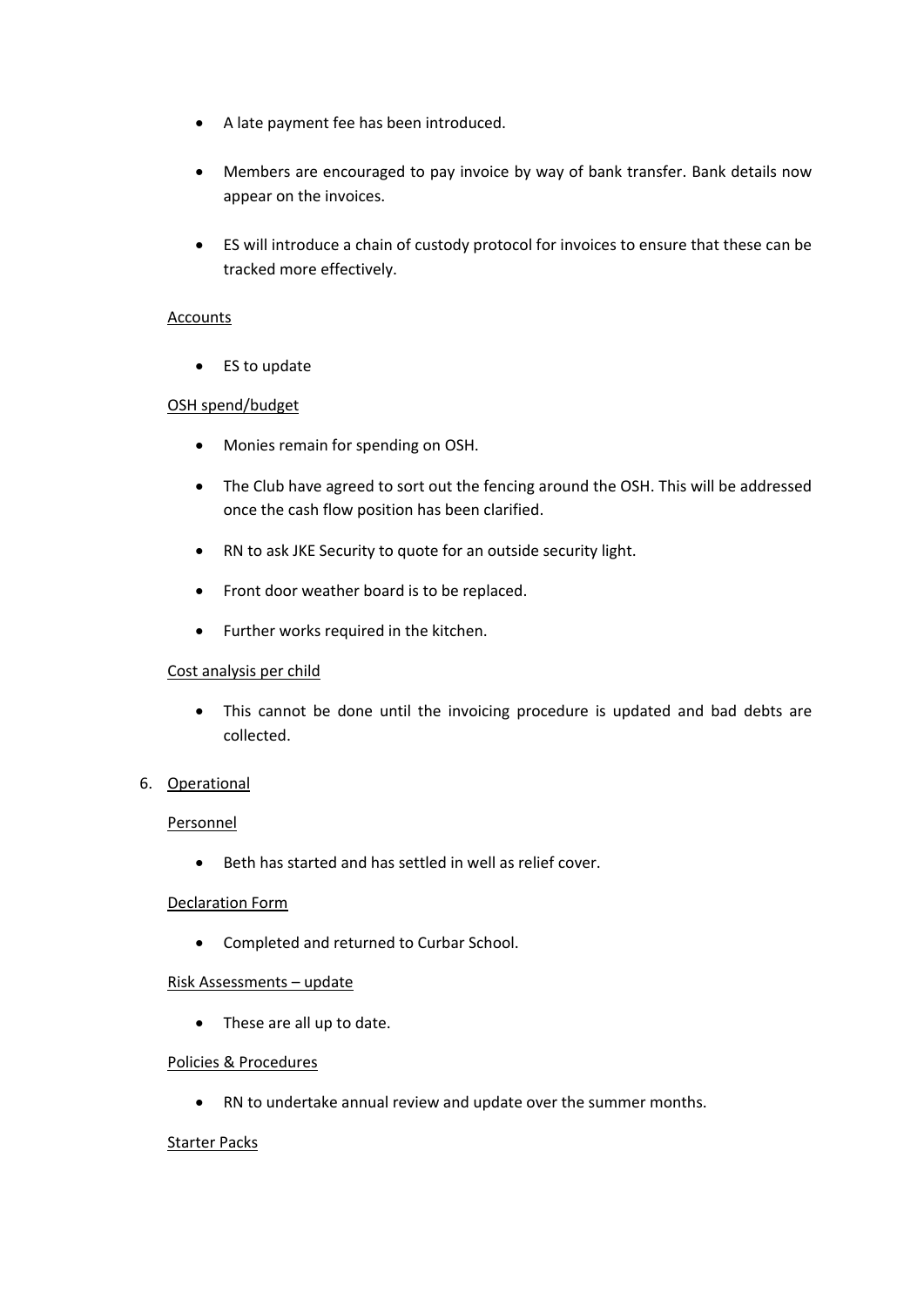- A late payment fee has been introduced.
- Members are encouraged to pay invoice by way of bank transfer. Bank details now appear on the invoices.
- ES will introduce a chain of custody protocol for invoices to ensure that these can be tracked more effectively.

Accounts

- ES to update

OSH spend/budget

- Monies remain for spending on OSH.
- The Club have agreed to sort out the fencing around the OSH. This will be addressed once the cash flow position has been clarified.
- RN to ask JKE Security to quote for an outside security light.
- Front door weather board is to be replaced.
- Further works required in the kitchen.

Cost analysis per child

- This cannot be done until the invoicing procedure is updated and bad debts are collected.

6. Operational

Personnel

- Beth has started and has settled in well as relief cover.

Declaration Form

- Completed and returned to Curbar School.

Risk Assessments – update

- These are all up to date.

Policies & Procedures

- RN to undertake annual review and update over the summer months.

Starter Packs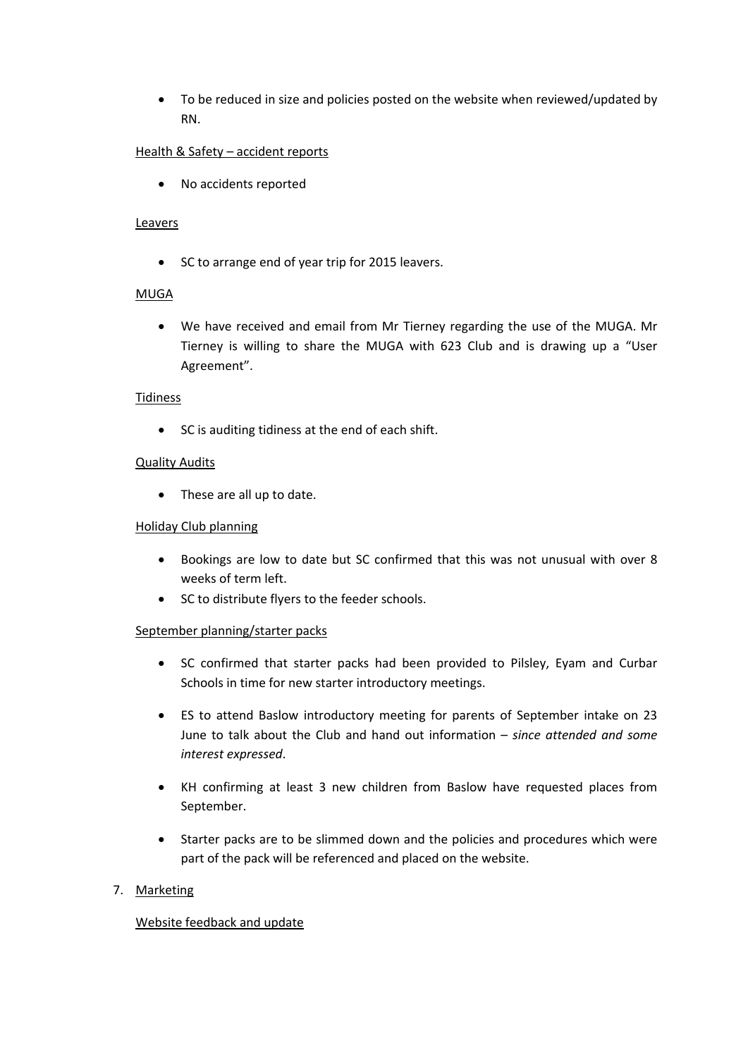- To be reduced in size and policies posted on the website when reviewed/updated by RN.

Health & Safety – accident reports

- No accidents reported

Leavers

- SC to arrange end of year trip for 2015 leavers.

MUGA

- We have received and email from Mr Tierney regarding the use of the MUGA. Mr Tierney is willing to share the MUGA with 623 Club and is drawing up a "User Agreement".

Tidiness

- SC is auditing tidiness at the end of each shift.

Quality Audits

- These are all up to date.

Holiday Club planning

- Bookings are low to date but SC confirmed that this was not unusual with over 8 weeks of term left.
- SC to distribute flyers to the feeder schools.

September planning/starter packs

- SC confirmed that starter packs had been provided to Pilsley, Eyam and Curbar Schools in time for new starter introductory meetings.

- ES to attend Baslow introductory meeting for parents of September intake on 23 June to talk about the Club and hand out information – *since attended and some interest expressed*.

- KH confirming at least 3 new children from Baslow have requested places from September.

- Starter packs are to be slimmed down and the policies and procedures which were part of the pack will be referenced and placed on the website.

7. Marketing

Website feedback and update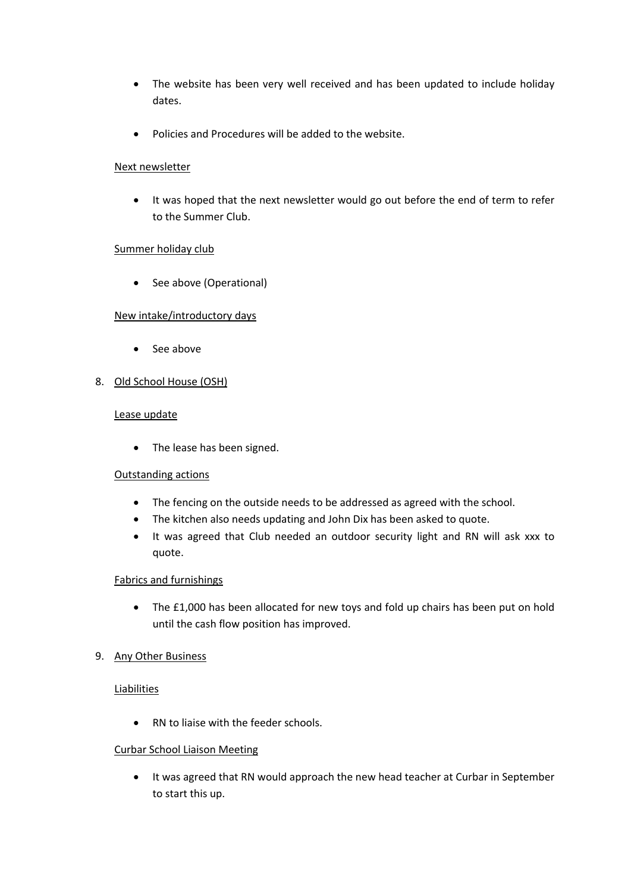- The website has been very well received and has been updated to include holiday dates.

- Policies and Procedures will be added to the website.

Next newsletter

- It was hoped that the next newsletter would go out before the end of term to refer to the Summer Club.

Summer holiday club

- See above (Operational)

New intake/introductory days

- See above

8. Old School House (OSH)

Lease update

- The lease has been signed.

Outstanding actions

- The fencing on the outside needs to be addressed as agreed with the school.
- The kitchen also needs updating and John Dix has been asked to quote.
- It was agreed that Club needed an outdoor security light and RN will ask xxx to quote.

Fabrics and furnishings

- The £1,000 has been allocated for new toys and fold up chairs has been put on hold until the cash flow position has improved.

9. Any Other Business

Liabilities

- RN to liaise with the feeder schools.

Curbar School Liaison Meeting

- It was agreed that RN would approach the new head teacher at Curbar in September to start this up.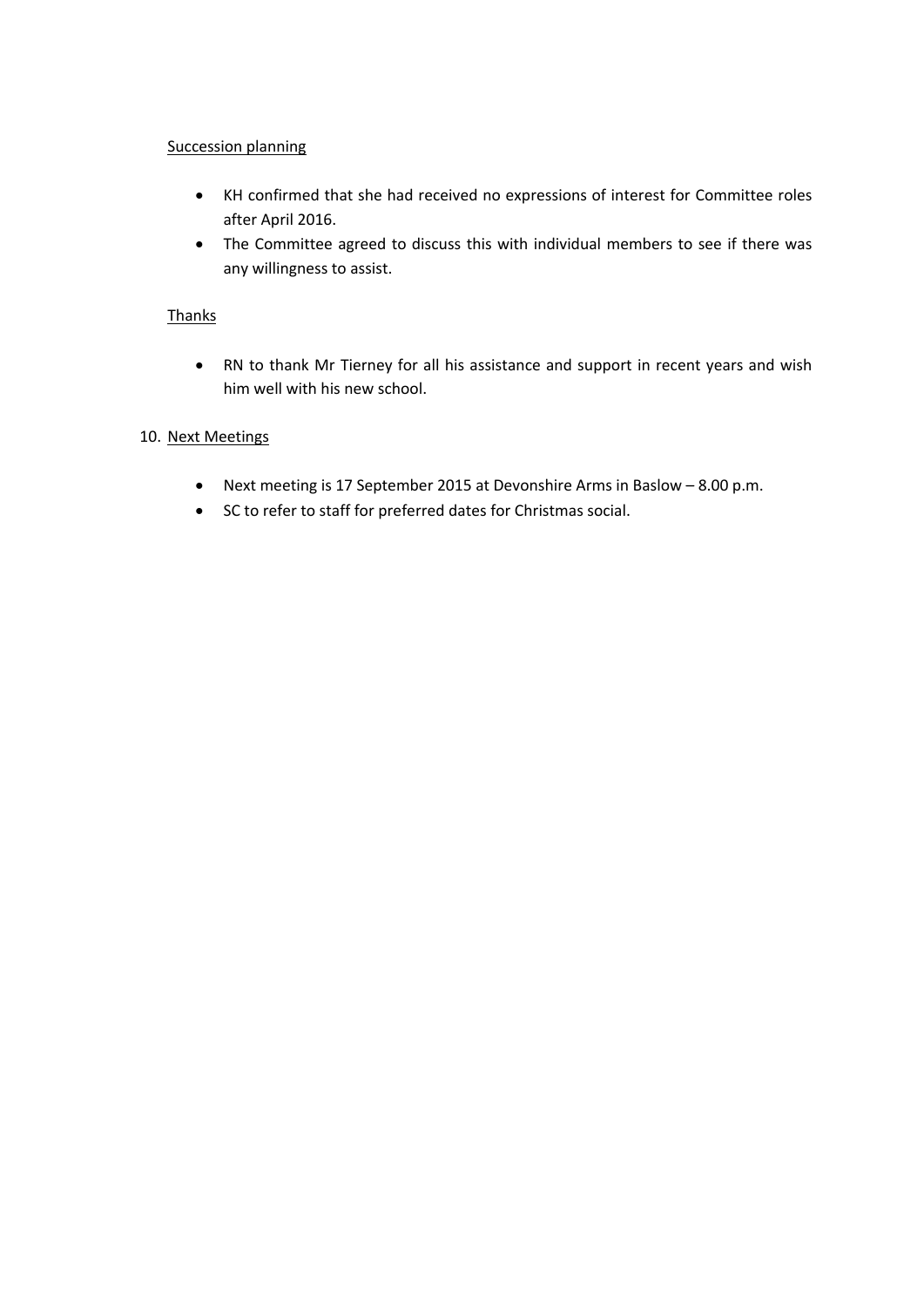Succession planning

- KH confirmed that she had received no expressions of interest for Committee roles after April 2016.
- The Committee agreed to discuss this with individual members to see if there was any willingness to assist.

Thanks

- RN to thank Mr Tierney for all his assistance and support in recent years and wish him well with his new school.

10. Next Meetings

- Next meeting is 17 September 2015 at Devonshire Arms in Baslow – 8.00 p.m.
- SC to refer to staff for preferred dates for Christmas social.